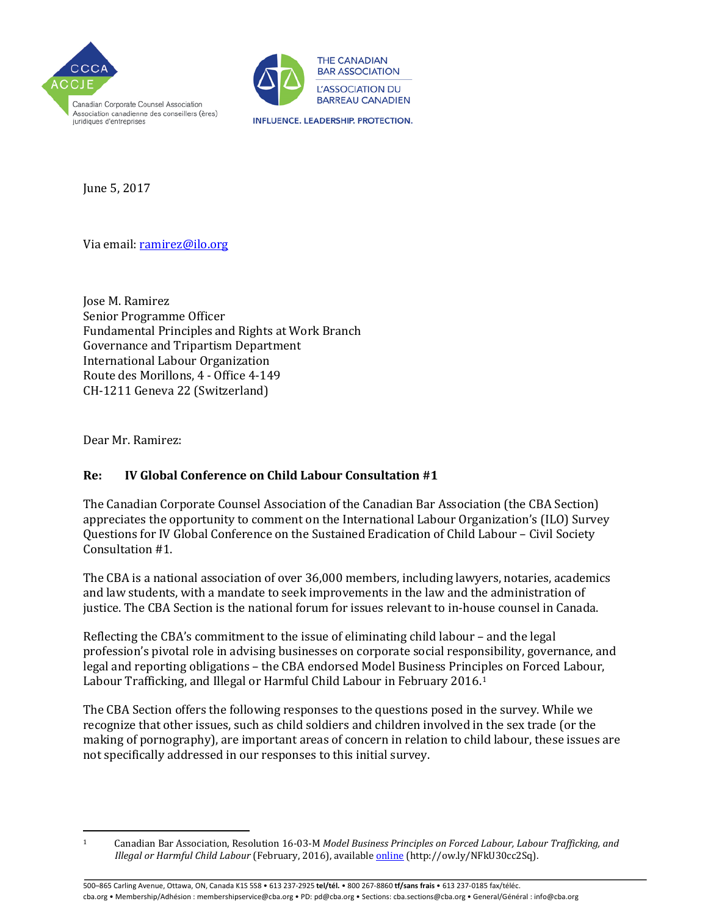Canadian Corporate Counsel Association
Association canadienne des conseillers (ères) juridiques d'entreprises

THE CANADIAN BAR ASSOCIATION
L'ASSOCIATION DU BARREAU CANADIEN
INFLUENCE. LEADERSHIP. PROTECTION.

June 5, 2017

Via email: ramirez@ilo.org

Jose M. Ramirez
Senior Programme Officer
Fundamental Principles and Rights at Work Branch
Governance and Tripartism Department
International Labour Organization
Route des Morillons, 4 - Office 4-149
CH-1211 Geneva 22 (Switzerland)

Dear Mr. Ramirez:

**Re: IV Global Conference on Child Labour Consultation #1**

The Canadian Corporate Counsel Association of the Canadian Bar Association (the CBA Section) appreciates the opportunity to comment on the International Labour Organization's (ILO) Survey Questions for IV Global Conference on the Sustained Eradication of Child Labour – Civil Society Consultation #1.

The CBA is a national association of over 36,000 members, including lawyers, notaries, academics and law students, with a mandate to seek improvements in the law and the administration of justice. The CBA Section is the national forum for issues relevant to in-house counsel in Canada.

Reflecting the CBA's commitment to the issue of eliminating child labour – and the legal profession's pivotal role in advising businesses on corporate social responsibility, governance, and legal and reporting obligations – the CBA endorsed Model Business Principles on Forced Labour, Labour Trafficking, and Illegal or Harmful Child Labour in February 2016.[1]

The CBA Section offers the following responses to the questions posed in the survey. While we recognize that other issues, such as child soldiers and children involved in the sex trade (or the making of pornography), are important areas of concern in relation to child labour, these issues are not specifically addressed in our responses to this initial survey.

---

[1] Canadian Bar Association, Resolution 16-03-M *Model Business Principles on Forced Labour, Labour Trafficking, and Illegal or Harmful Child Labour* (February, 2016), available online (http://ow.ly/NFkU30cc2Sq).

500–865 Carling Avenue, Ottawa, ON, Canada K1S 5S8 • 613 237-2925 **tel/tél.** • 800 267-8860 **tf/sans frais** • 613 237-0185 fax/téléc.
cba.org • Membership/Adhésion : membershipservice@cba.org • PD: pd@cba.org • Sections: cba.sections@cba.org • General/Général : info@cba.org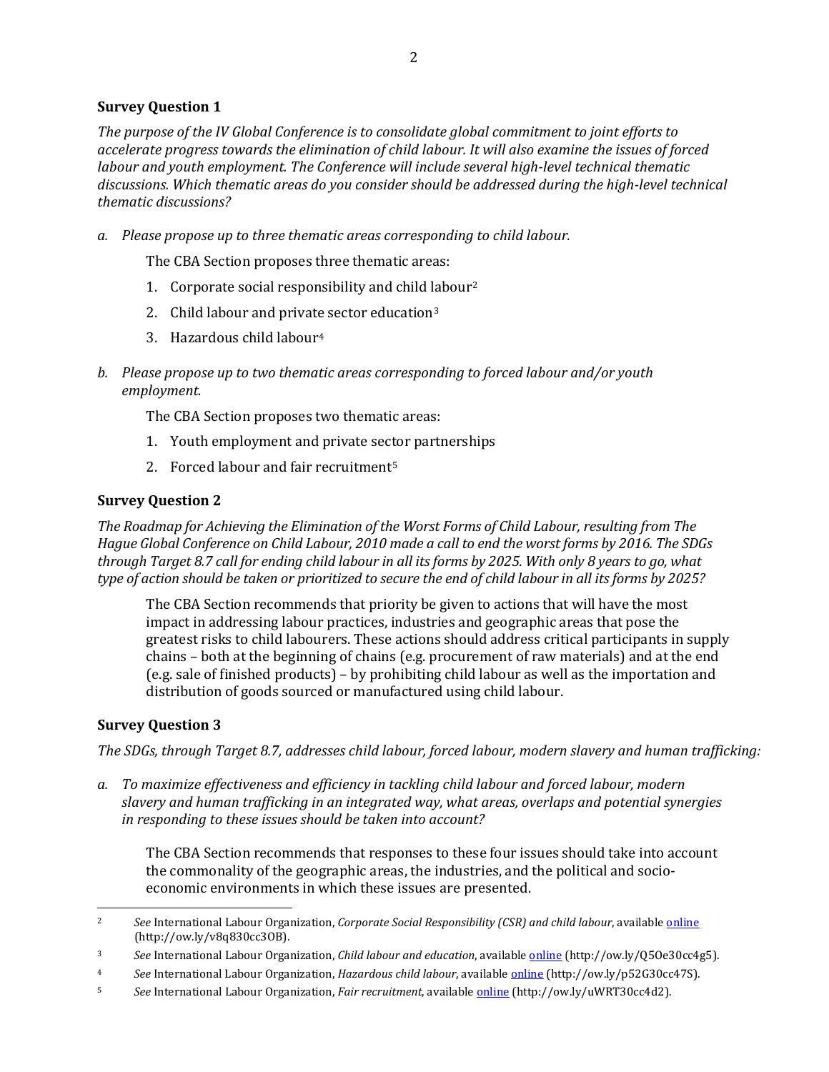**Survey Question 1**

*The purpose of the IV Global Conference is to consolidate global commitment to joint efforts to accelerate progress towards the elimination of child labour. It will also examine the issues of forced labour and youth employment. The Conference will include several high-level technical thematic discussions. Which thematic areas do you consider should be addressed during the high-level technical thematic discussions?*

*a. Please propose up to three thematic areas corresponding to child labour.*

The CBA Section proposes three thematic areas:

1. Corporate social responsibility and child labour[2]
2. Child labour and private sector education[3]
3. Hazardous child labour[4]

*b. Please propose up to two thematic areas corresponding to forced labour and/or youth employment.*

The CBA Section proposes two thematic areas:

1. Youth employment and private sector partnerships
2. Forced labour and fair recruitment[5]

**Survey Question 2**

*The Roadmap for Achieving the Elimination of the Worst Forms of Child Labour, resulting from The Hague Global Conference on Child Labour, 2010 made a call to end the worst forms by 2016. The SDGs through Target 8.7 call for ending child labour in all its forms by 2025. With only 8 years to go, what type of action should be taken or prioritized to secure the end of child labour in all its forms by 2025?*

The CBA Section recommends that priority be given to actions that will have the most impact in addressing labour practices, industries and geographic areas that pose the greatest risks to child labourers. These actions should address critical participants in supply chains – both at the beginning of chains (e.g. procurement of raw materials) and at the end (e.g. sale of finished products) – by prohibiting child labour as well as the importation and distribution of goods sourced or manufactured using child labour.

**Survey Question 3**

*The SDGs, through Target 8.7, addresses child labour, forced labour, modern slavery and human trafficking:*

*a. To maximize effectiveness and efficiency in tackling child labour and forced labour, modern slavery and human trafficking in an integrated way, what areas, overlaps and potential synergies in responding to these issues should be taken into account?*

The CBA Section recommends that responses to these four issues should take into account the commonality of the geographic areas, the industries, and the political and socio-economic environments in which these issues are presented.

---

[2] *See* International Labour Organization, *Corporate Social Responsibility (CSR) and child labour*, available online (http://ow.ly/v8q830cc3OB).

[3] *See* International Labour Organization, *Child labour and education*, available online (http://ow.ly/Q5Oe30cc4g5).

[4] *See* International Labour Organization, *Hazardous child labour*, available online (http://ow.ly/p52G30cc47S).

[5] *See* International Labour Organization, *Fair recruitment*, available online (http://ow.ly/uWRT30cc4d2).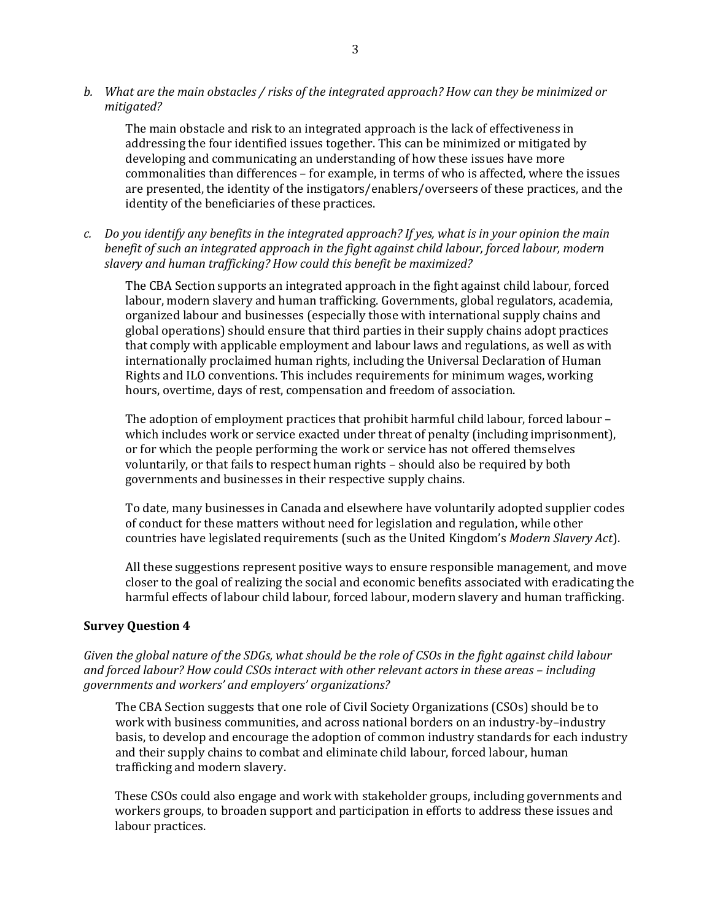*b. What are the main obstacles / risks of the integrated approach? How can they be minimized or mitigated?*

The main obstacle and risk to an integrated approach is the lack of effectiveness in addressing the four identified issues together. This can be minimized or mitigated by developing and communicating an understanding of how these issues have more commonalities than differences – for example, in terms of who is affected, where the issues are presented, the identity of the instigators/enablers/overseers of these practices, and the identity of the beneficiaries of these practices.

*c. Do you identify any benefits in the integrated approach? If yes, what is in your opinion the main benefit of such an integrated approach in the fight against child labour, forced labour, modern slavery and human trafficking? How could this benefit be maximized?*

The CBA Section supports an integrated approach in the fight against child labour, forced labour, modern slavery and human trafficking. Governments, global regulators, academia, organized labour and businesses (especially those with international supply chains and global operations) should ensure that third parties in their supply chains adopt practices that comply with applicable employment and labour laws and regulations, as well as with internationally proclaimed human rights, including the Universal Declaration of Human Rights and ILO conventions. This includes requirements for minimum wages, working hours, overtime, days of rest, compensation and freedom of association.

The adoption of employment practices that prohibit harmful child labour, forced labour – which includes work or service exacted under threat of penalty (including imprisonment), or for which the people performing the work or service has not offered themselves voluntarily, or that fails to respect human rights – should also be required by both governments and businesses in their respective supply chains.

To date, many businesses in Canada and elsewhere have voluntarily adopted supplier codes of conduct for these matters without need for legislation and regulation, while other countries have legislated requirements (such as the United Kingdom's *Modern Slavery Act*).

All these suggestions represent positive ways to ensure responsible management, and move closer to the goal of realizing the social and economic benefits associated with eradicating the harmful effects of labour child labour, forced labour, modern slavery and human trafficking.

**Survey Question 4**

*Given the global nature of the SDGs, what should be the role of CSOs in the fight against child labour and forced labour? How could CSOs interact with other relevant actors in these areas – including governments and workers' and employers' organizations?*

The CBA Section suggests that one role of Civil Society Organizations (CSOs) should be to work with business communities, and across national borders on an industry-by–industry basis, to develop and encourage the adoption of common industry standards for each industry and their supply chains to combat and eliminate child labour, forced labour, human trafficking and modern slavery.

These CSOs could also engage and work with stakeholder groups, including governments and workers groups, to broaden support and participation in efforts to address these issues and labour practices.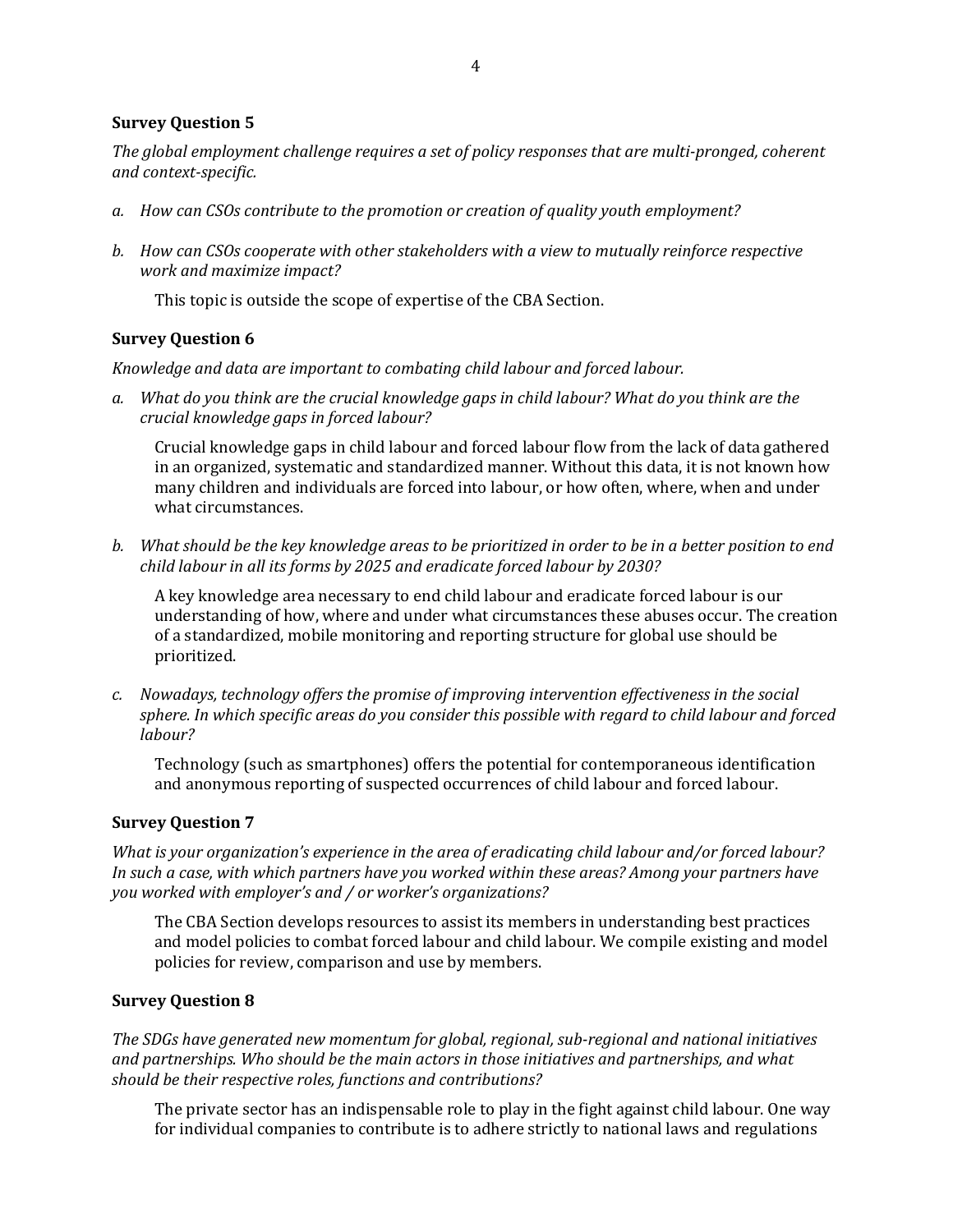**Survey Question 5**

*The global employment challenge requires a set of policy responses that are multi-pronged, coherent and context-specific.*

*a. How can CSOs contribute to the promotion or creation of quality youth employment?*

*b. How can CSOs cooperate with other stakeholders with a view to mutually reinforce respective work and maximize impact?*

This topic is outside the scope of expertise of the CBA Section.

**Survey Question 6**

*Knowledge and data are important to combating child labour and forced labour.*

*a. What do you think are the crucial knowledge gaps in child labour? What do you think are the crucial knowledge gaps in forced labour?*

Crucial knowledge gaps in child labour and forced labour flow from the lack of data gathered in an organized, systematic and standardized manner. Without this data, it is not known how many children and individuals are forced into labour, or how often, where, when and under what circumstances.

*b. What should be the key knowledge areas to be prioritized in order to be in a better position to end child labour in all its forms by 2025 and eradicate forced labour by 2030?*

A key knowledge area necessary to end child labour and eradicate forced labour is our understanding of how, where and under what circumstances these abuses occur. The creation of a standardized, mobile monitoring and reporting structure for global use should be prioritized.

*c. Nowadays, technology offers the promise of improving intervention effectiveness in the social sphere. In which specific areas do you consider this possible with regard to child labour and forced labour?*

Technology (such as smartphones) offers the potential for contemporaneous identification and anonymous reporting of suspected occurrences of child labour and forced labour.

**Survey Question 7**

*What is your organization's experience in the area of eradicating child labour and/or forced labour? In such a case, with which partners have you worked within these areas? Among your partners have you worked with employer's and / or worker's organizations?*

The CBA Section develops resources to assist its members in understanding best practices and model policies to combat forced labour and child labour. We compile existing and model policies for review, comparison and use by members.

**Survey Question 8**

*The SDGs have generated new momentum for global, regional, sub-regional and national initiatives and partnerships. Who should be the main actors in those initiatives and partnerships, and what should be their respective roles, functions and contributions?*

The private sector has an indispensable role to play in the fight against child labour. One way for individual companies to contribute is to adhere strictly to national laws and regulations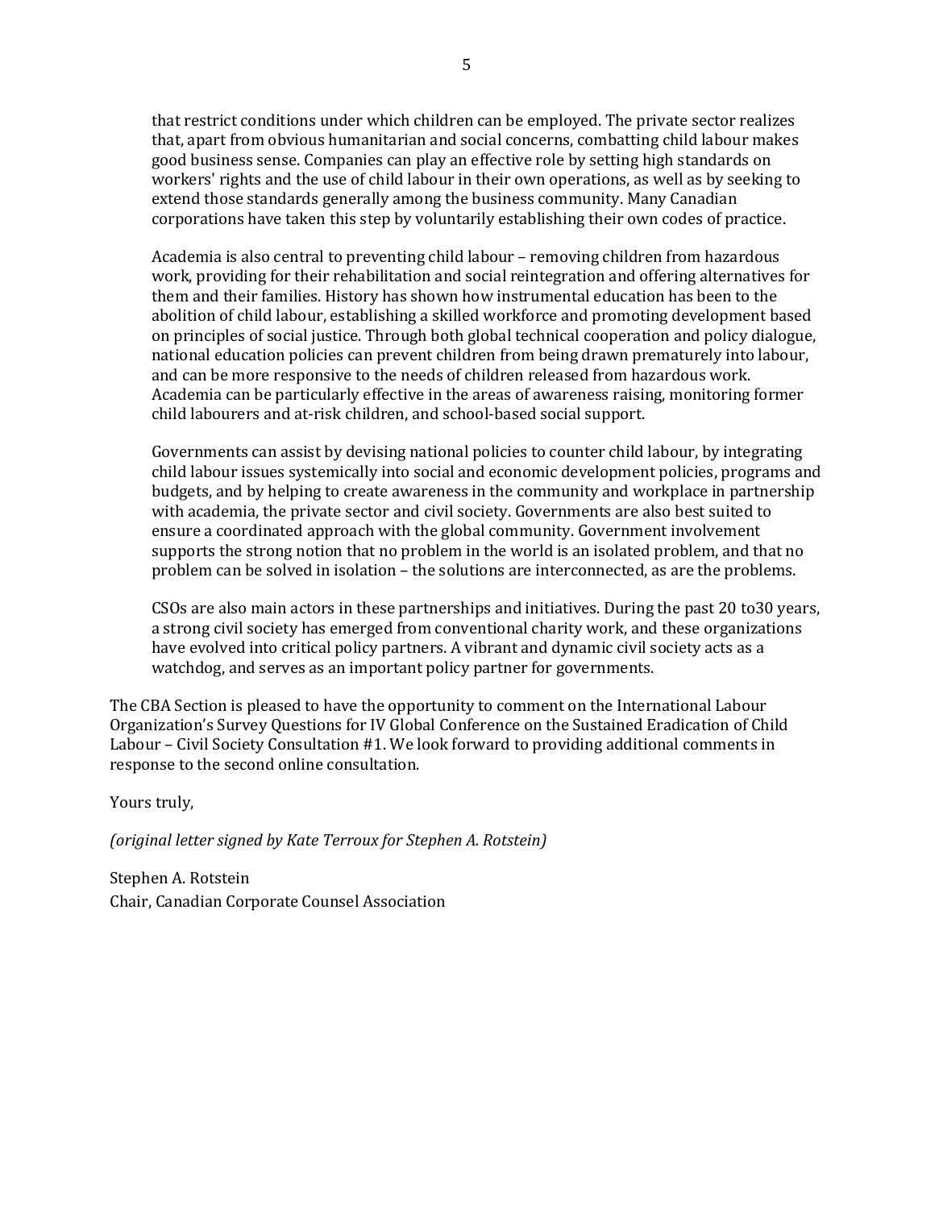that restrict conditions under which children can be employed. The private sector realizes that, apart from obvious humanitarian and social concerns, combatting child labour makes good business sense. Companies can play an effective role by setting high standards on workers' rights and the use of child labour in their own operations, as well as by seeking to extend those standards generally among the business community. Many Canadian corporations have taken this step by voluntarily establishing their own codes of practice.

Academia is also central to preventing child labour – removing children from hazardous work, providing for their rehabilitation and social reintegration and offering alternatives for them and their families. History has shown how instrumental education has been to the abolition of child labour, establishing a skilled workforce and promoting development based on principles of social justice. Through both global technical cooperation and policy dialogue, national education policies can prevent children from being drawn prematurely into labour, and can be more responsive to the needs of children released from hazardous work. Academia can be particularly effective in the areas of awareness raising, monitoring former child labourers and at-risk children, and school-based social support.

Governments can assist by devising national policies to counter child labour, by integrating child labour issues systemically into social and economic development policies, programs and budgets, and by helping to create awareness in the community and workplace in partnership with academia, the private sector and civil society. Governments are also best suited to ensure a coordinated approach with the global community. Government involvement supports the strong notion that no problem in the world is an isolated problem, and that no problem can be solved in isolation – the solutions are interconnected, as are the problems.

CSOs are also main actors in these partnerships and initiatives. During the past 20 to30 years, a strong civil society has emerged from conventional charity work, and these organizations have evolved into critical policy partners. A vibrant and dynamic civil society acts as a watchdog, and serves as an important policy partner for governments.

The CBA Section is pleased to have the opportunity to comment on the International Labour Organization's Survey Questions for IV Global Conference on the Sustained Eradication of Child Labour – Civil Society Consultation #1. We look forward to providing additional comments in response to the second online consultation.

Yours truly,

*(original letter signed by Kate Terroux for Stephen A. Rotstein)*

Stephen A. Rotstein  
Chair, Canadian Corporate Counsel Association